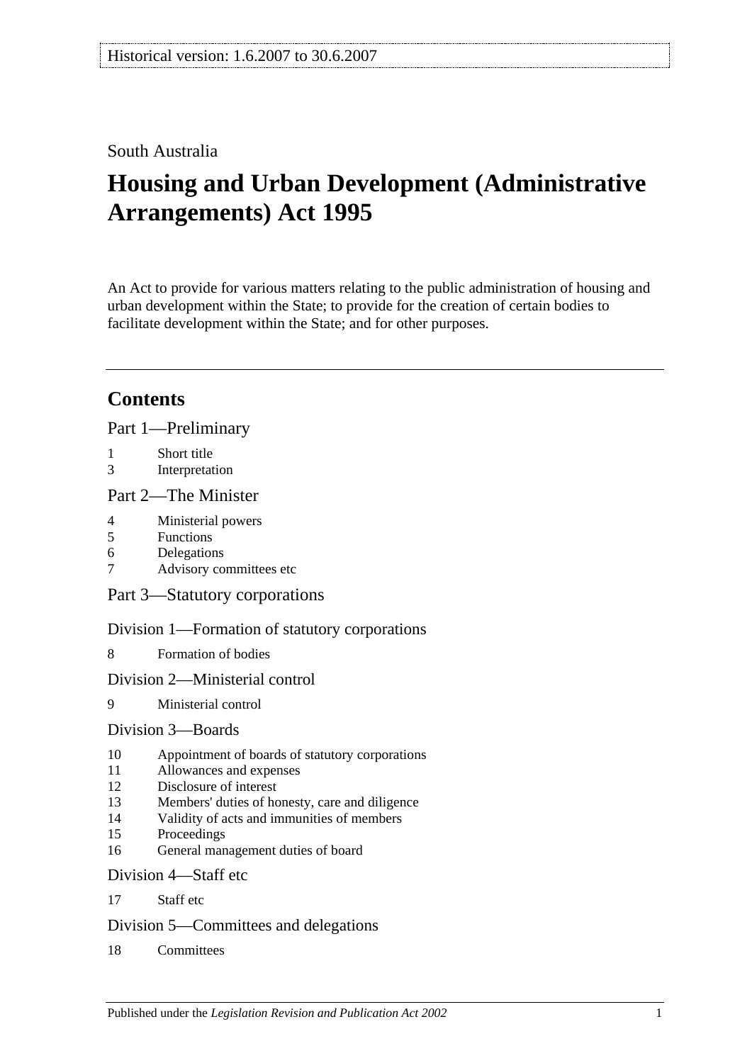Historical version: 1.6.2007 to 30.6.2007

South Australia

# Housing and Urban Development (Administrative Arrangements) Act 1995

An Act to provide for various matters relating to the public administration of housing and urban development within the State; to provide for the creation of certain bodies to facilitate development within the State; and for other purposes.

## Contents

Part 1—Preliminary

1 Short title
3 Interpretation

Part 2—The Minister

4 Ministerial powers
5 Functions
6 Delegations
7 Advisory committees etc

Part 3—Statutory corporations

Division 1—Formation of statutory corporations

8 Formation of bodies

Division 2—Ministerial control

9 Ministerial control

Division 3—Boards

10 Appointment of boards of statutory corporations
11 Allowances and expenses
12 Disclosure of interest
13 Members' duties of honesty, care and diligence
14 Validity of acts and immunities of members
15 Proceedings
16 General management duties of board

Division 4—Staff etc

17 Staff etc

Division 5—Committees and delegations

18 Committees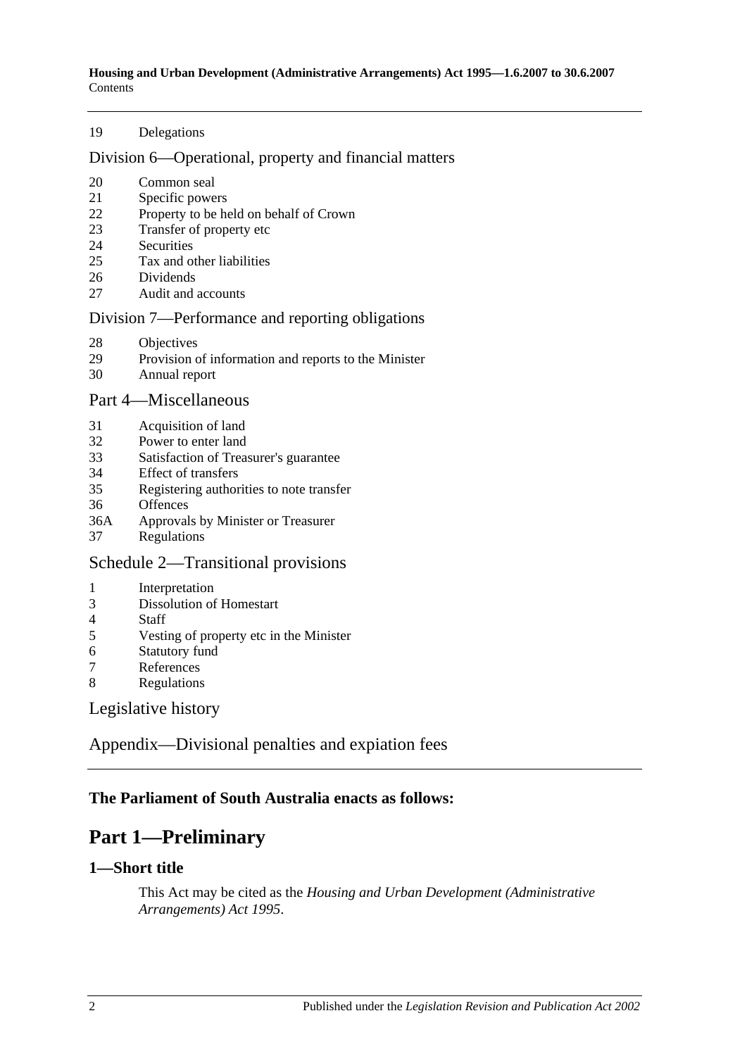19 Delegations

Division 6—Operational, property and financial matters

20 Common seal
21 Specific powers
22 Property to be held on behalf of Crown
23 Transfer of property etc
24 Securities
25 Tax and other liabilities
26 Dividends
27 Audit and accounts

Division 7—Performance and reporting obligations

28 Objectives
29 Provision of information and reports to the Minister
30 Annual report

Part 4—Miscellaneous

31 Acquisition of land
32 Power to enter land
33 Satisfaction of Treasurer's guarantee
34 Effect of transfers
35 Registering authorities to note transfer
36 Offences
36A Approvals by Minister or Treasurer
37 Regulations

Schedule 2—Transitional provisions

1 Interpretation
3 Dissolution of Homestart
4 Staff
5 Vesting of property etc in the Minister
6 Statutory fund
7 References
8 Regulations

Legislative history

Appendix—Divisional penalties and expiation fees

**The Parliament of South Australia enacts as follows:**

# Part 1—Preliminary

## 1—Short title

This Act may be cited as the *Housing and Urban Development (Administrative Arrangements) Act 1995*.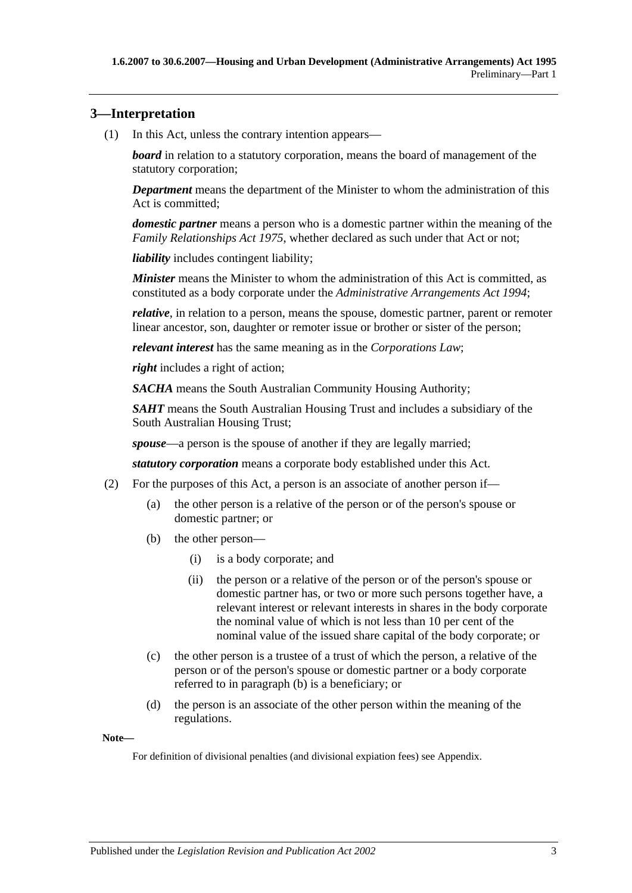## 3—Interpretation

(1) In this Act, unless the contrary intention appears—

***board*** in relation to a statutory corporation, means the board of management of the statutory corporation;

***Department*** means the department of the Minister to whom the administration of this Act is committed;

***domestic partner*** means a person who is a domestic partner within the meaning of the *Family Relationships Act 1975*, whether declared as such under that Act or not;

***liability*** includes contingent liability;

***Minister*** means the Minister to whom the administration of this Act is committed, as constituted as a body corporate under the *Administrative Arrangements Act 1994*;

***relative***, in relation to a person, means the spouse, domestic partner, parent or remoter linear ancestor, son, daughter or remoter issue or brother or sister of the person;

***relevant interest*** has the same meaning as in the *Corporations Law*;

***right*** includes a right of action;

***SACHA*** means the South Australian Community Housing Authority;

***SAHT*** means the South Australian Housing Trust and includes a subsidiary of the South Australian Housing Trust;

***spouse***—a person is the spouse of another if they are legally married;

***statutory corporation*** means a corporate body established under this Act.

(2) For the purposes of this Act, a person is an associate of another person if—

(a) the other person is a relative of the person or of the person's spouse or domestic partner; or

(b) the other person—

(i) is a body corporate; and

(ii) the person or a relative of the person or of the person's spouse or domestic partner has, or two or more such persons together have, a relevant interest or relevant interests in shares in the body corporate the nominal value of which is not less than 10 per cent of the nominal value of the issued share capital of the body corporate; or

(c) the other person is a trustee of a trust of which the person, a relative of the person or of the person's spouse or domestic partner or a body corporate referred to in paragraph (b) is a beneficiary; or

(d) the person is an associate of the other person within the meaning of the regulations.

**Note—**

For definition of divisional penalties (and divisional expiation fees) see Appendix.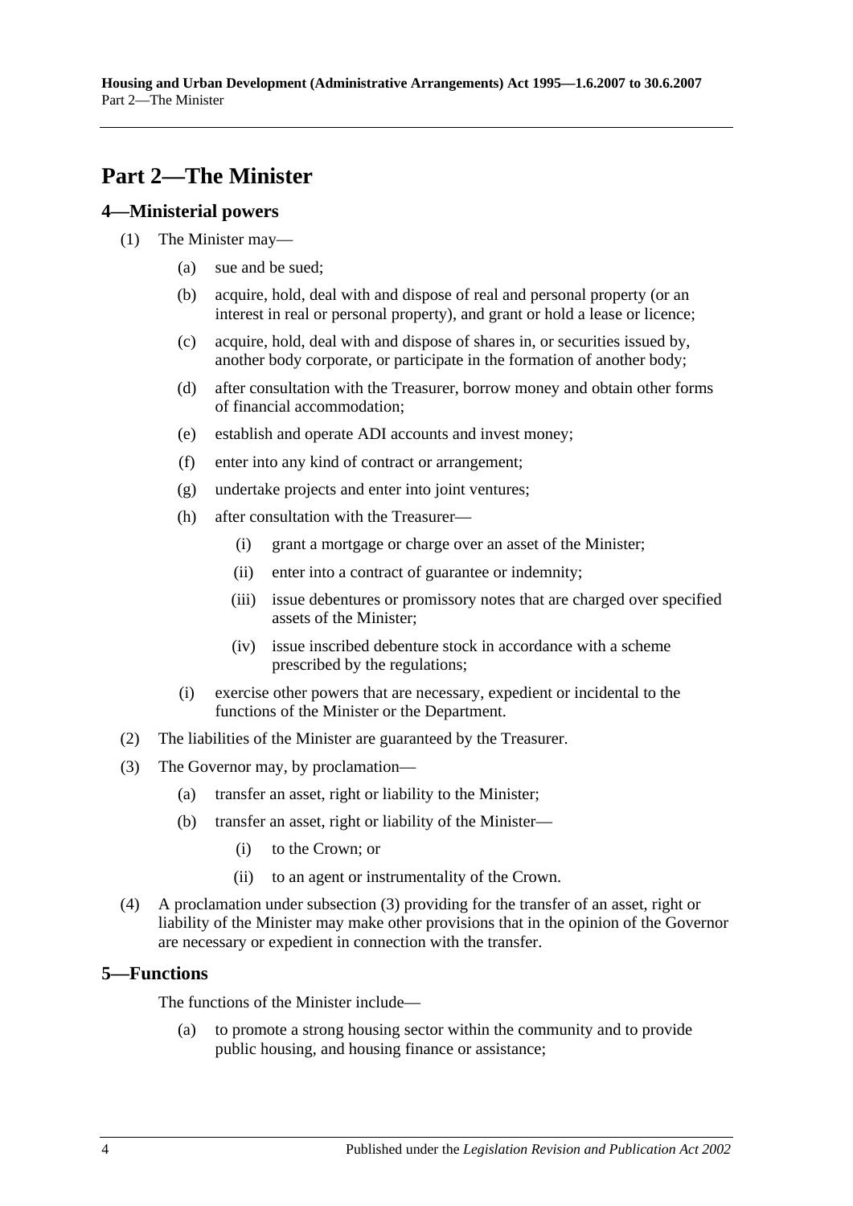# Part 2—The Minister

## 4—Ministerial powers

(1) The Minister may—

- (a) sue and be sued;
- (b) acquire, hold, deal with and dispose of real and personal property (or an interest in real or personal property), and grant or hold a lease or licence;
- (c) acquire, hold, deal with and dispose of shares in, or securities issued by, another body corporate, or participate in the formation of another body;
- (d) after consultation with the Treasurer, borrow money and obtain other forms of financial accommodation;
- (e) establish and operate ADI accounts and invest money;
- (f) enter into any kind of contract or arrangement;
- (g) undertake projects and enter into joint ventures;
- (h) after consultation with the Treasurer—
  - (i) grant a mortgage or charge over an asset of the Minister;
  - (ii) enter into a contract of guarantee or indemnity;
  - (iii) issue debentures or promissory notes that are charged over specified assets of the Minister;
  - (iv) issue inscribed debenture stock in accordance with a scheme prescribed by the regulations;
- (i) exercise other powers that are necessary, expedient or incidental to the functions of the Minister or the Department.

(2) The liabilities of the Minister are guaranteed by the Treasurer.

(3) The Governor may, by proclamation—

- (a) transfer an asset, right or liability to the Minister;
- (b) transfer an asset, right or liability of the Minister—
  - (i) to the Crown; or
  - (ii) to an agent or instrumentality of the Crown.

(4) A proclamation under subsection (3) providing for the transfer of an asset, right or liability of the Minister may make other provisions that in the opinion of the Governor are necessary or expedient in connection with the transfer.

## 5—Functions

The functions of the Minister include—

- (a) to promote a strong housing sector within the community and to provide public housing, and housing finance or assistance;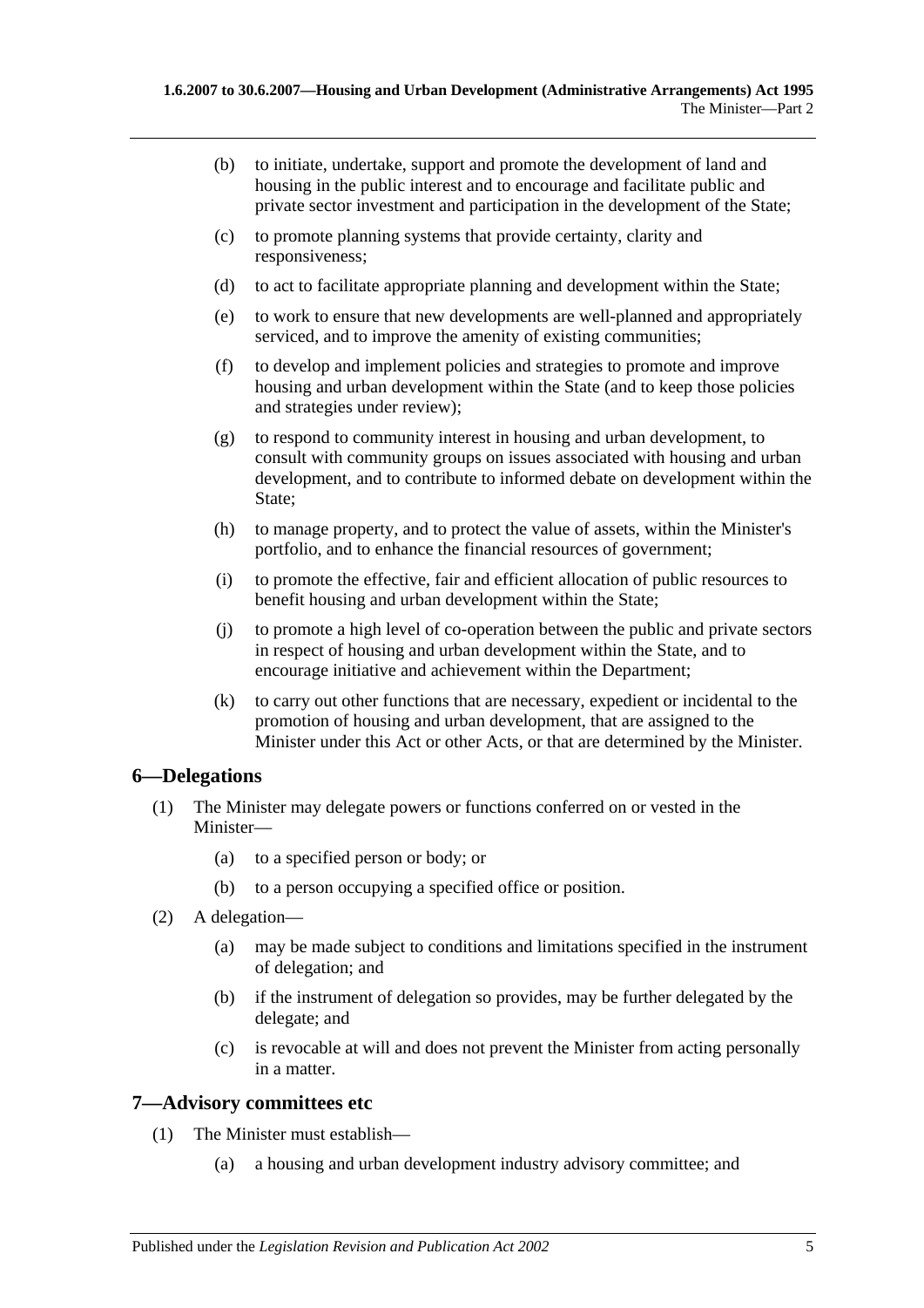(b) to initiate, undertake, support and promote the development of land and housing in the public interest and to encourage and facilitate public and private sector investment and participation in the development of the State;

(c) to promote planning systems that provide certainty, clarity and responsiveness;

(d) to act to facilitate appropriate planning and development within the State;

(e) to work to ensure that new developments are well-planned and appropriately serviced, and to improve the amenity of existing communities;

(f) to develop and implement policies and strategies to promote and improve housing and urban development within the State (and to keep those policies and strategies under review);

(g) to respond to community interest in housing and urban development, to consult with community groups on issues associated with housing and urban development, and to contribute to informed debate on development within the State;

(h) to manage property, and to protect the value of assets, within the Minister's portfolio, and to enhance the financial resources of government;

(i) to promote the effective, fair and efficient allocation of public resources to benefit housing and urban development within the State;

(j) to promote a high level of co-operation between the public and private sectors in respect of housing and urban development within the State, and to encourage initiative and achievement within the Department;

(k) to carry out other functions that are necessary, expedient or incidental to the promotion of housing and urban development, that are assigned to the Minister under this Act or other Acts, or that are determined by the Minister.

## 6—Delegations

(1) The Minister may delegate powers or functions conferred on or vested in the Minister—

(a) to a specified person or body; or

(b) to a person occupying a specified office or position.

(2) A delegation—

(a) may be made subject to conditions and limitations specified in the instrument of delegation; and

(b) if the instrument of delegation so provides, may be further delegated by the delegate; and

(c) is revocable at will and does not prevent the Minister from acting personally in a matter.

## 7—Advisory committees etc

(1) The Minister must establish—

(a) a housing and urban development industry advisory committee; and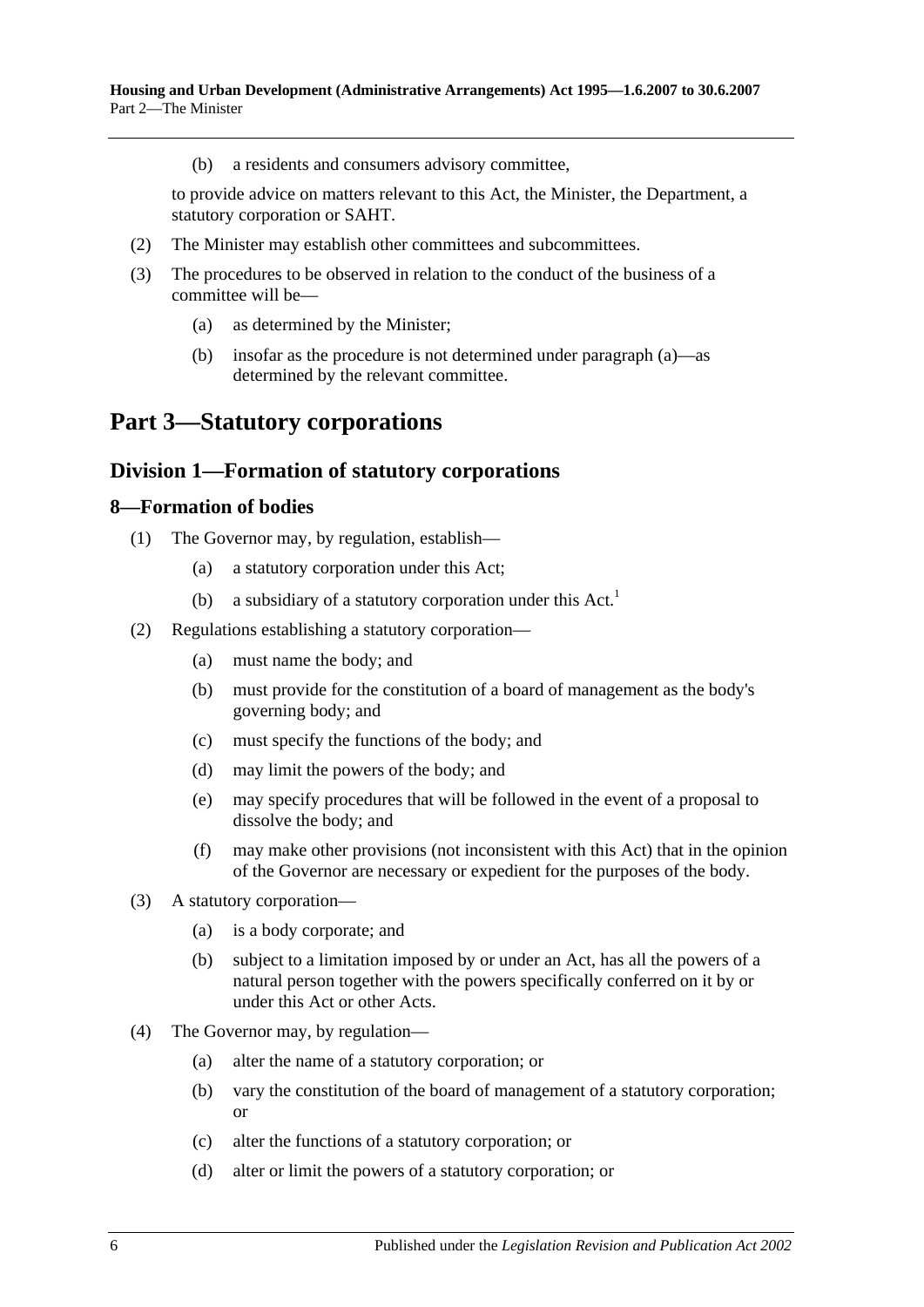(b) a residents and consumers advisory committee,

to provide advice on matters relevant to this Act, the Minister, the Department, a statutory corporation or SAHT.

(2) The Minister may establish other committees and subcommittees.

(3) The procedures to be observed in relation to the conduct of the business of a committee will be—

(a) as determined by the Minister;

(b) insofar as the procedure is not determined under paragraph (a)—as determined by the relevant committee.

# Part 3—Statutory corporations

## Division 1—Formation of statutory corporations

### 8—Formation of bodies

(1) The Governor may, by regulation, establish—

(a) a statutory corporation under this Act;

(b) a subsidiary of a statutory corporation under this Act.[1]

(2) Regulations establishing a statutory corporation—

(a) must name the body; and

(b) must provide for the constitution of a board of management as the body's governing body; and

(c) must specify the functions of the body; and

(d) may limit the powers of the body; and

(e) may specify procedures that will be followed in the event of a proposal to dissolve the body; and

(f) may make other provisions (not inconsistent with this Act) that in the opinion of the Governor are necessary or expedient for the purposes of the body.

(3) A statutory corporation—

(a) is a body corporate; and

(b) subject to a limitation imposed by or under an Act, has all the powers of a natural person together with the powers specifically conferred on it by or under this Act or other Acts.

(4) The Governor may, by regulation—

(a) alter the name of a statutory corporation; or

(b) vary the constitution of the board of management of a statutory corporation; or

(c) alter the functions of a statutory corporation; or

(d) alter or limit the powers of a statutory corporation; or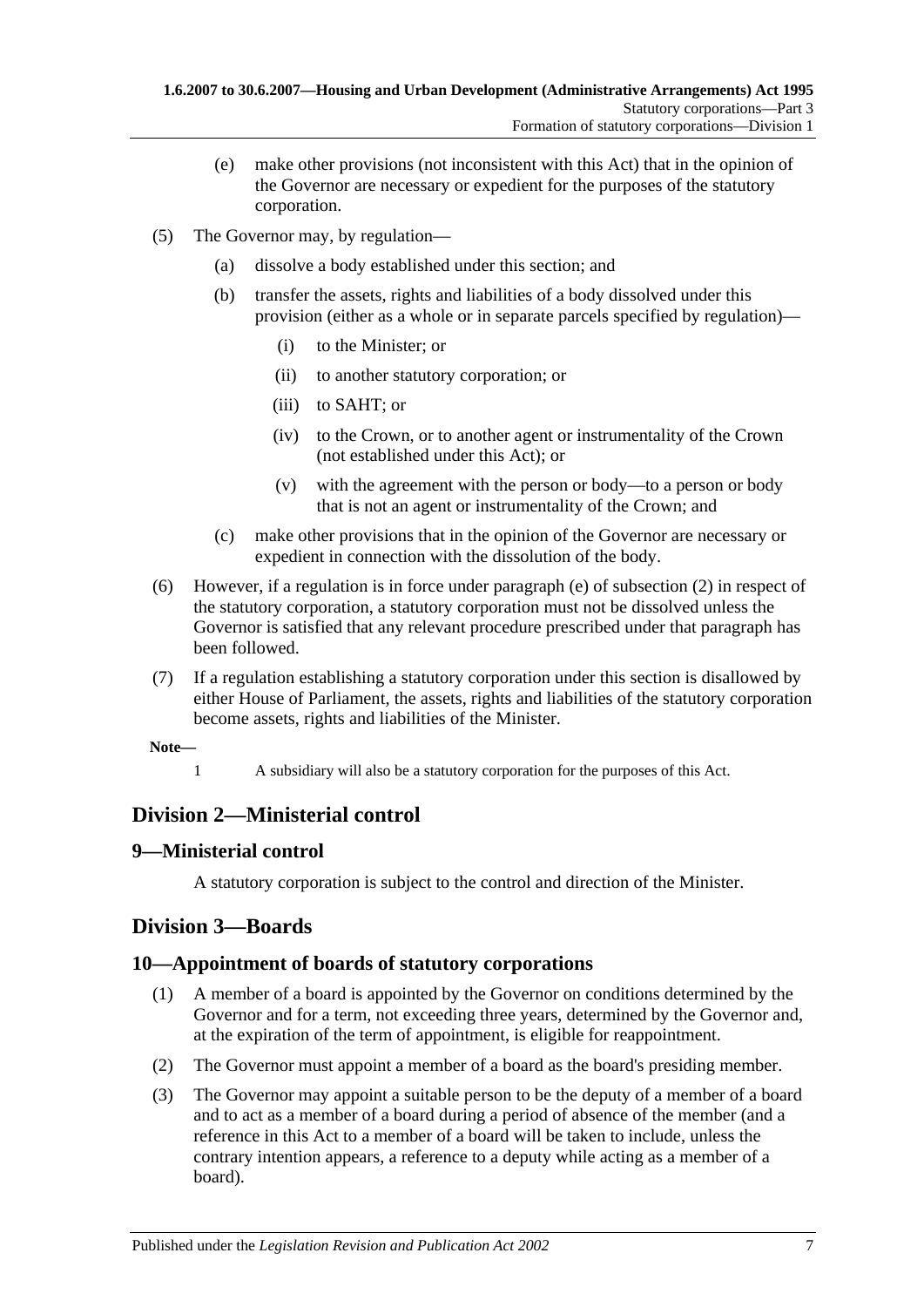(e) make other provisions (not inconsistent with this Act) that in the opinion of the Governor are necessary or expedient for the purposes of the statutory corporation.

(5) The Governor may, by regulation—

(a) dissolve a body established under this section; and

(b) transfer the assets, rights and liabilities of a body dissolved under this provision (either as a whole or in separate parcels specified by regulation)—

(i) to the Minister; or

(ii) to another statutory corporation; or

(iii) to SAHT; or

(iv) to the Crown, or to another agent or instrumentality of the Crown (not established under this Act); or

(v) with the agreement with the person or body—to a person or body that is not an agent or instrumentality of the Crown; and

(c) make other provisions that in the opinion of the Governor are necessary or expedient in connection with the dissolution of the body.

(6) However, if a regulation is in force under paragraph (e) of subsection (2) in respect of the statutory corporation, a statutory corporation must not be dissolved unless the Governor is satisfied that any relevant procedure prescribed under that paragraph has been followed.

(7) If a regulation establishing a statutory corporation under this section is disallowed by either House of Parliament, the assets, rights and liabilities of the statutory corporation become assets, rights and liabilities of the Minister.

**Note—**

1 A subsidiary will also be a statutory corporation for the purposes of this Act.

## Division 2—Ministerial control

### 9—Ministerial control

A statutory corporation is subject to the control and direction of the Minister.

## Division 3—Boards

### 10—Appointment of boards of statutory corporations

(1) A member of a board is appointed by the Governor on conditions determined by the Governor and for a term, not exceeding three years, determined by the Governor and, at the expiration of the term of appointment, is eligible for reappointment.

(2) The Governor must appoint a member of a board as the board's presiding member.

(3) The Governor may appoint a suitable person to be the deputy of a member of a board and to act as a member of a board during a period of absence of the member (and a reference in this Act to a member of a board will be taken to include, unless the contrary intention appears, a reference to a deputy while acting as a member of a board).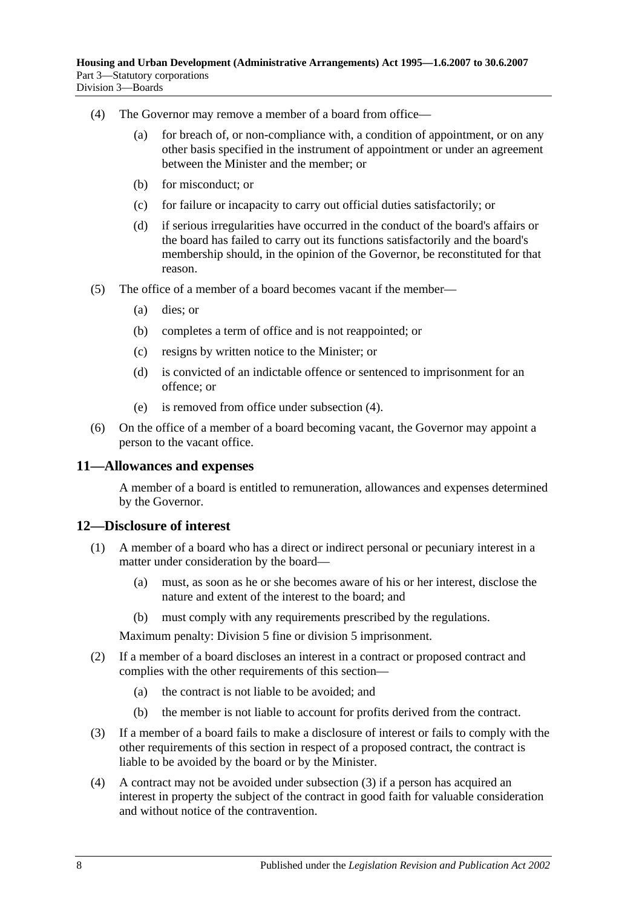(4) The Governor may remove a member of a board from office—

(a) for breach of, or non-compliance with, a condition of appointment, or on any other basis specified in the instrument of appointment or under an agreement between the Minister and the member; or

(b) for misconduct; or

(c) for failure or incapacity to carry out official duties satisfactorily; or

(d) if serious irregularities have occurred in the conduct of the board's affairs or the board has failed to carry out its functions satisfactorily and the board's membership should, in the opinion of the Governor, be reconstituted for that reason.

(5) The office of a member of a board becomes vacant if the member—

(a) dies; or

(b) completes a term of office and is not reappointed; or

(c) resigns by written notice to the Minister; or

(d) is convicted of an indictable offence or sentenced to imprisonment for an offence; or

(e) is removed from office under subsection (4).

(6) On the office of a member of a board becoming vacant, the Governor may appoint a person to the vacant office.

## 11—Allowances and expenses

A member of a board is entitled to remuneration, allowances and expenses determined by the Governor.

## 12—Disclosure of interest

(1) A member of a board who has a direct or indirect personal or pecuniary interest in a matter under consideration by the board—

(a) must, as soon as he or she becomes aware of his or her interest, disclose the nature and extent of the interest to the board; and

(b) must comply with any requirements prescribed by the regulations.

Maximum penalty: Division 5 fine or division 5 imprisonment.

(2) If a member of a board discloses an interest in a contract or proposed contract and complies with the other requirements of this section—

(a) the contract is not liable to be avoided; and

(b) the member is not liable to account for profits derived from the contract.

(3) If a member of a board fails to make a disclosure of interest or fails to comply with the other requirements of this section in respect of a proposed contract, the contract is liable to be avoided by the board or by the Minister.

(4) A contract may not be avoided under subsection (3) if a person has acquired an interest in property the subject of the contract in good faith for valuable consideration and without notice of the contravention.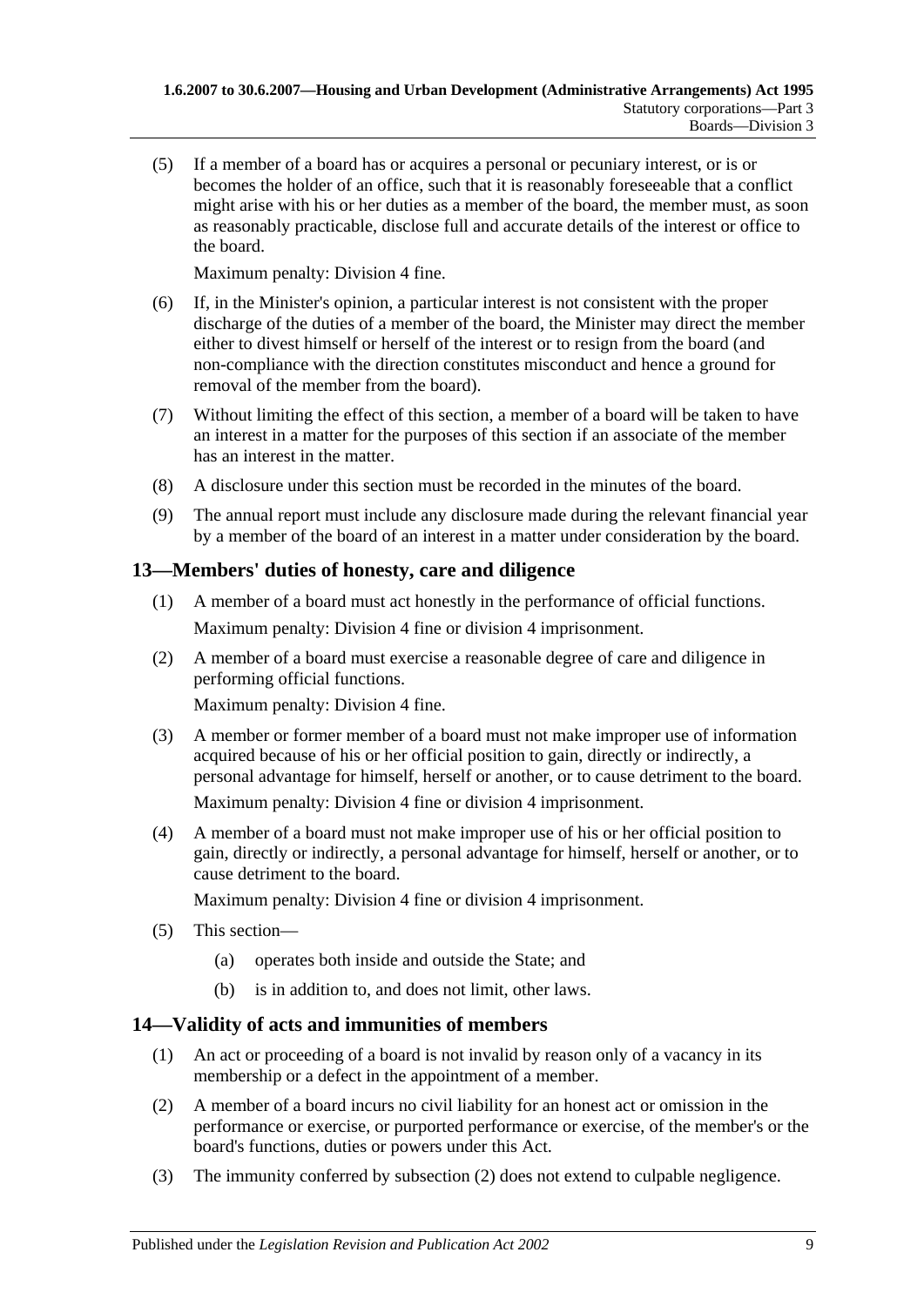(5) If a member of a board has or acquires a personal or pecuniary interest, or is or becomes the holder of an office, such that it is reasonably foreseeable that a conflict might arise with his or her duties as a member of the board, the member must, as soon as reasonably practicable, disclose full and accurate details of the interest or office to the board.

Maximum penalty: Division 4 fine.

(6) If, in the Minister's opinion, a particular interest is not consistent with the proper discharge of the duties of a member of the board, the Minister may direct the member either to divest himself or herself of the interest or to resign from the board (and non-compliance with the direction constitutes misconduct and hence a ground for removal of the member from the board).

(7) Without limiting the effect of this section, a member of a board will be taken to have an interest in a matter for the purposes of this section if an associate of the member has an interest in the matter.

(8) A disclosure under this section must be recorded in the minutes of the board.

(9) The annual report must include any disclosure made during the relevant financial year by a member of the board of an interest in a matter under consideration by the board.

## 13—Members' duties of honesty, care and diligence

(1) A member of a board must act honestly in the performance of official functions.

Maximum penalty: Division 4 fine or division 4 imprisonment.

(2) A member of a board must exercise a reasonable degree of care and diligence in performing official functions.

Maximum penalty: Division 4 fine.

(3) A member or former member of a board must not make improper use of information acquired because of his or her official position to gain, directly or indirectly, a personal advantage for himself, herself or another, or to cause detriment to the board.

Maximum penalty: Division 4 fine or division 4 imprisonment.

(4) A member of a board must not make improper use of his or her official position to gain, directly or indirectly, a personal advantage for himself, herself or another, or to cause detriment to the board.

Maximum penalty: Division 4 fine or division 4 imprisonment.

(5) This section—

  (a) operates both inside and outside the State; and

  (b) is in addition to, and does not limit, other laws.

## 14—Validity of acts and immunities of members

(1) An act or proceeding of a board is not invalid by reason only of a vacancy in its membership or a defect in the appointment of a member.

(2) A member of a board incurs no civil liability for an honest act or omission in the performance or exercise, or purported performance or exercise, of the member's or the board's functions, duties or powers under this Act.

(3) The immunity conferred by subsection (2) does not extend to culpable negligence.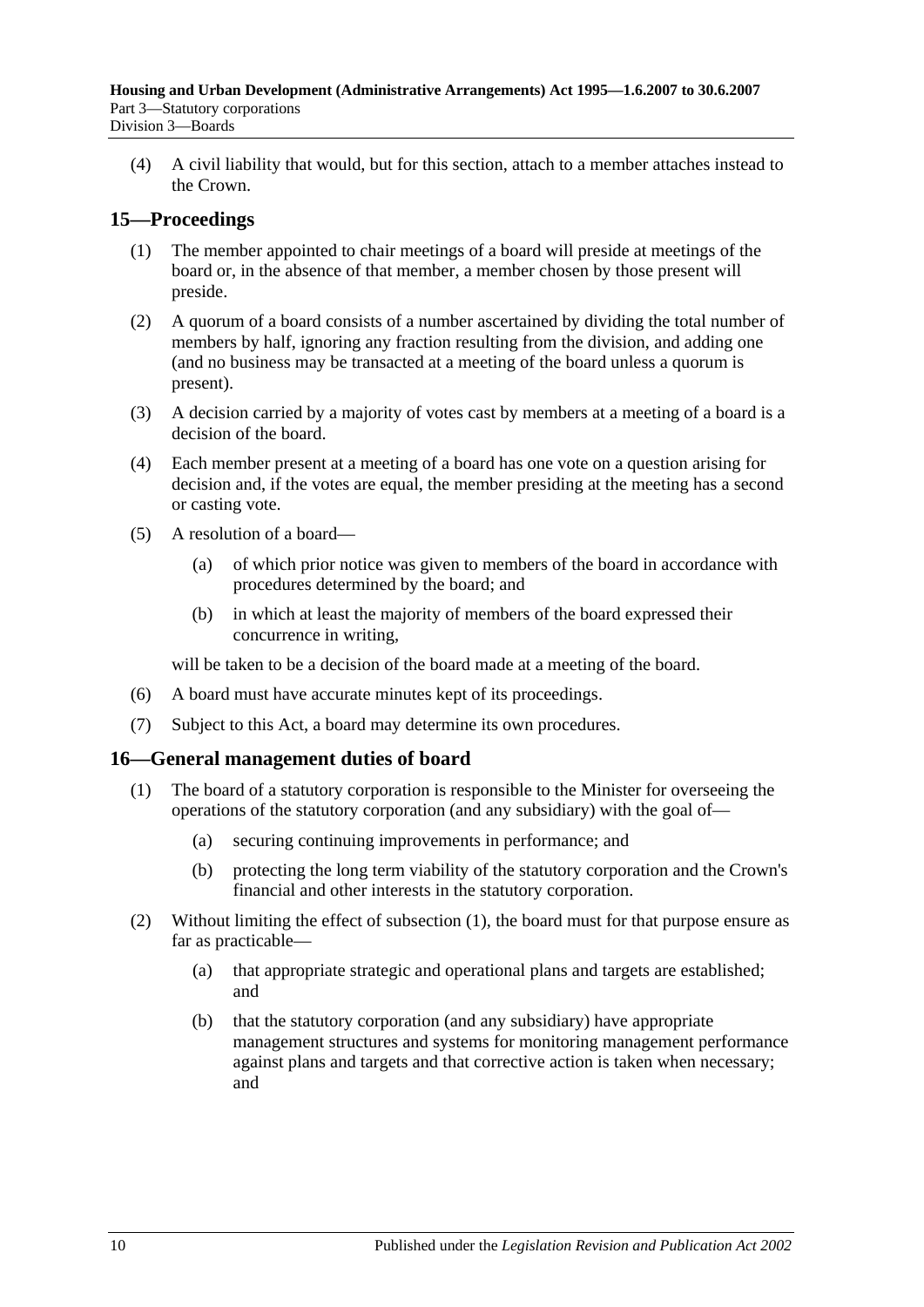(4) A civil liability that would, but for this section, attach to a member attaches instead to the Crown.

## 15—Proceedings

(1) The member appointed to chair meetings of a board will preside at meetings of the board or, in the absence of that member, a member chosen by those present will preside.

(2) A quorum of a board consists of a number ascertained by dividing the total number of members by half, ignoring any fraction resulting from the division, and adding one (and no business may be transacted at a meeting of the board unless a quorum is present).

(3) A decision carried by a majority of votes cast by members at a meeting of a board is a decision of the board.

(4) Each member present at a meeting of a board has one vote on a question arising for decision and, if the votes are equal, the member presiding at the meeting has a second or casting vote.

(5) A resolution of a board—

(a) of which prior notice was given to members of the board in accordance with procedures determined by the board; and

(b) in which at least the majority of members of the board expressed their concurrence in writing,

will be taken to be a decision of the board made at a meeting of the board.

(6) A board must have accurate minutes kept of its proceedings.

(7) Subject to this Act, a board may determine its own procedures.

## 16—General management duties of board

(1) The board of a statutory corporation is responsible to the Minister for overseeing the operations of the statutory corporation (and any subsidiary) with the goal of—

(a) securing continuing improvements in performance; and

(b) protecting the long term viability of the statutory corporation and the Crown's financial and other interests in the statutory corporation.

(2) Without limiting the effect of subsection (1), the board must for that purpose ensure as far as practicable—

(a) that appropriate strategic and operational plans and targets are established; and

(b) that the statutory corporation (and any subsidiary) have appropriate management structures and systems for monitoring management performance against plans and targets and that corrective action is taken when necessary; and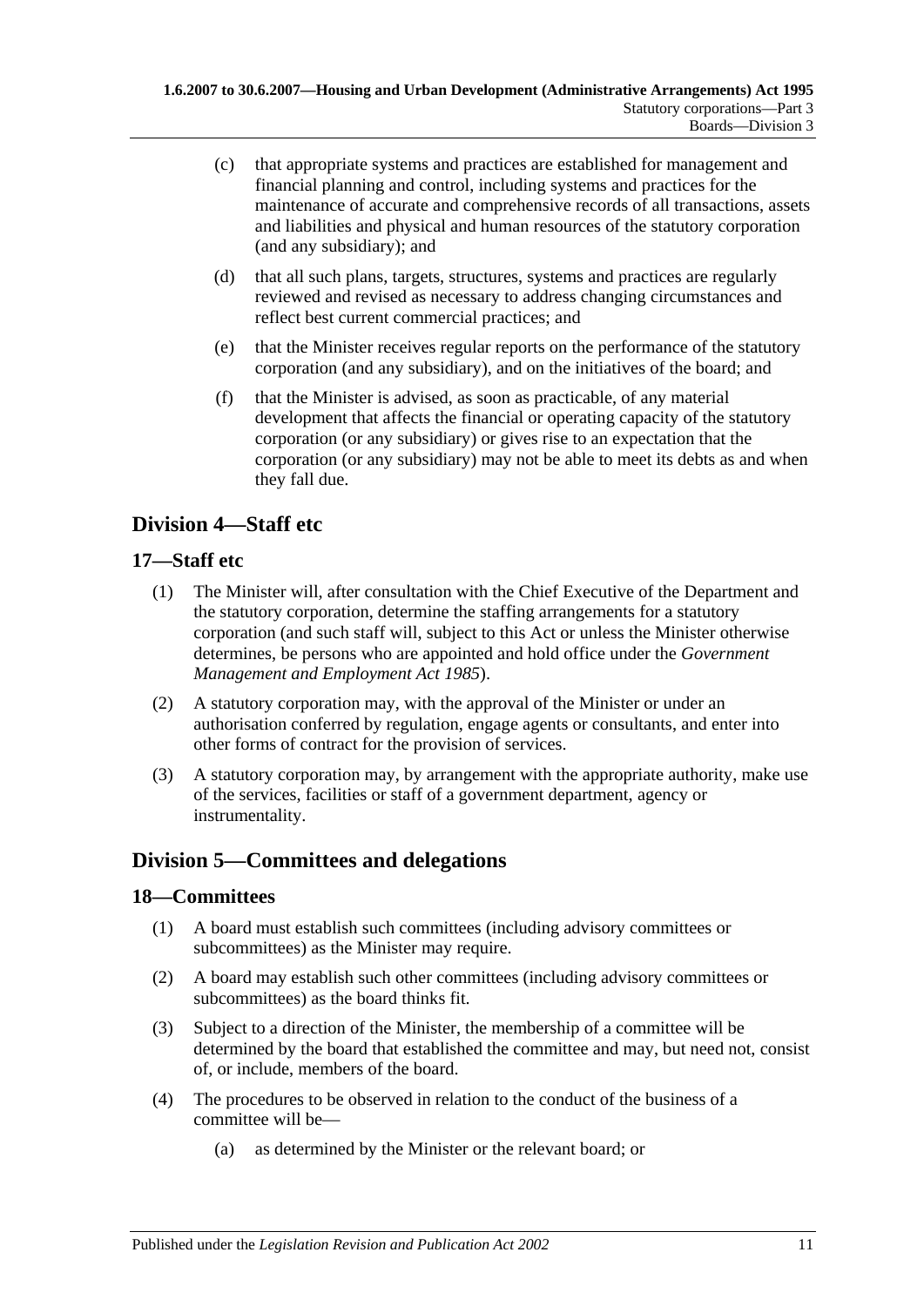(c) that appropriate systems and practices are established for management and financial planning and control, including systems and practices for the maintenance of accurate and comprehensive records of all transactions, assets and liabilities and physical and human resources of the statutory corporation (and any subsidiary); and

(d) that all such plans, targets, structures, systems and practices are regularly reviewed and revised as necessary to address changing circumstances and reflect best current commercial practices; and

(e) that the Minister receives regular reports on the performance of the statutory corporation (and any subsidiary), and on the initiatives of the board; and

(f) that the Minister is advised, as soon as practicable, of any material development that affects the financial or operating capacity of the statutory corporation (or any subsidiary) or gives rise to an expectation that the corporation (or any subsidiary) may not be able to meet its debts as and when they fall due.

## Division 4—Staff etc

### 17—Staff etc

(1) The Minister will, after consultation with the Chief Executive of the Department and the statutory corporation, determine the staffing arrangements for a statutory corporation (and such staff will, subject to this Act or unless the Minister otherwise determines, be persons who are appointed and hold office under the *Government Management and Employment Act 1985*).

(2) A statutory corporation may, with the approval of the Minister or under an authorisation conferred by regulation, engage agents or consultants, and enter into other forms of contract for the provision of services.

(3) A statutory corporation may, by arrangement with the appropriate authority, make use of the services, facilities or staff of a government department, agency or instrumentality.

## Division 5—Committees and delegations

### 18—Committees

(1) A board must establish such committees (including advisory committees or subcommittees) as the Minister may require.

(2) A board may establish such other committees (including advisory committees or subcommittees) as the board thinks fit.

(3) Subject to a direction of the Minister, the membership of a committee will be determined by the board that established the committee and may, but need not, consist of, or include, members of the board.

(4) The procedures to be observed in relation to the conduct of the business of a committee will be—

(a) as determined by the Minister or the relevant board; or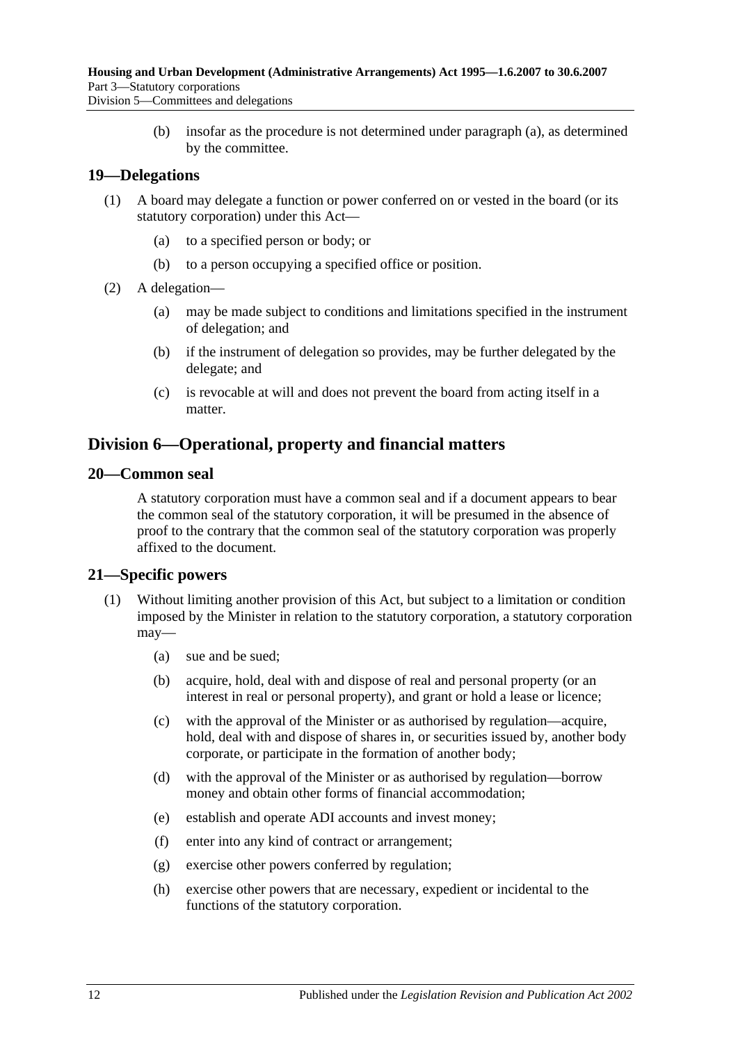(b) insofar as the procedure is not determined under paragraph (a), as determined by the committee.

## 19—Delegations

(1) A board may delegate a function or power conferred on or vested in the board (or its statutory corporation) under this Act—

(a) to a specified person or body; or

(b) to a person occupying a specified office or position.

(2) A delegation—

(a) may be made subject to conditions and limitations specified in the instrument of delegation; and

(b) if the instrument of delegation so provides, may be further delegated by the delegate; and

(c) is revocable at will and does not prevent the board from acting itself in a matter.

# Division 6—Operational, property and financial matters

## 20—Common seal

A statutory corporation must have a common seal and if a document appears to bear the common seal of the statutory corporation, it will be presumed in the absence of proof to the contrary that the common seal of the statutory corporation was properly affixed to the document.

## 21—Specific powers

(1) Without limiting another provision of this Act, but subject to a limitation or condition imposed by the Minister in relation to the statutory corporation, a statutory corporation may—

(a) sue and be sued;

(b) acquire, hold, deal with and dispose of real and personal property (or an interest in real or personal property), and grant or hold a lease or licence;

(c) with the approval of the Minister or as authorised by regulation—acquire, hold, deal with and dispose of shares in, or securities issued by, another body corporate, or participate in the formation of another body;

(d) with the approval of the Minister or as authorised by regulation—borrow money and obtain other forms of financial accommodation;

(e) establish and operate ADI accounts and invest money;

(f) enter into any kind of contract or arrangement;

(g) exercise other powers conferred by regulation;

(h) exercise other powers that are necessary, expedient or incidental to the functions of the statutory corporation.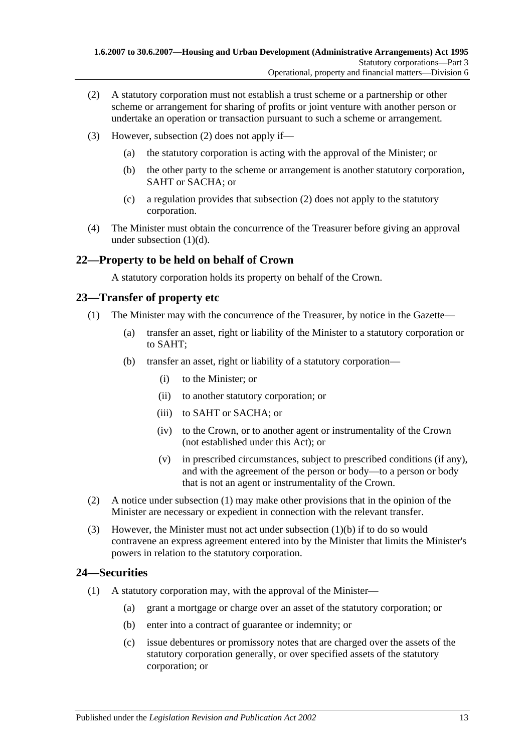(2) A statutory corporation must not establish a trust scheme or a partnership or other scheme or arrangement for sharing of profits or joint venture with another person or undertake an operation or transaction pursuant to such a scheme or arrangement.

(3) However, subsection (2) does not apply if—

(a) the statutory corporation is acting with the approval of the Minister; or

(b) the other party to the scheme or arrangement is another statutory corporation, SAHT or SACHA; or

(c) a regulation provides that subsection (2) does not apply to the statutory corporation.

(4) The Minister must obtain the concurrence of the Treasurer before giving an approval under subsection (1)(d).

## 22—Property to be held on behalf of Crown

A statutory corporation holds its property on behalf of the Crown.

## 23—Transfer of property etc

(1) The Minister may with the concurrence of the Treasurer, by notice in the Gazette—

(a) transfer an asset, right or liability of the Minister to a statutory corporation or to SAHT;

(b) transfer an asset, right or liability of a statutory corporation—

(i) to the Minister; or

(ii) to another statutory corporation; or

(iii) to SAHT or SACHA; or

(iv) to the Crown, or to another agent or instrumentality of the Crown (not established under this Act); or

(v) in prescribed circumstances, subject to prescribed conditions (if any), and with the agreement of the person or body—to a person or body that is not an agent or instrumentality of the Crown.

(2) A notice under subsection (1) may make other provisions that in the opinion of the Minister are necessary or expedient in connection with the relevant transfer.

(3) However, the Minister must not act under subsection (1)(b) if to do so would contravene an express agreement entered into by the Minister that limits the Minister's powers in relation to the statutory corporation.

## 24—Securities

(1) A statutory corporation may, with the approval of the Minister—

(a) grant a mortgage or charge over an asset of the statutory corporation; or

(b) enter into a contract of guarantee or indemnity; or

(c) issue debentures or promissory notes that are charged over the assets of the statutory corporation generally, or over specified assets of the statutory corporation; or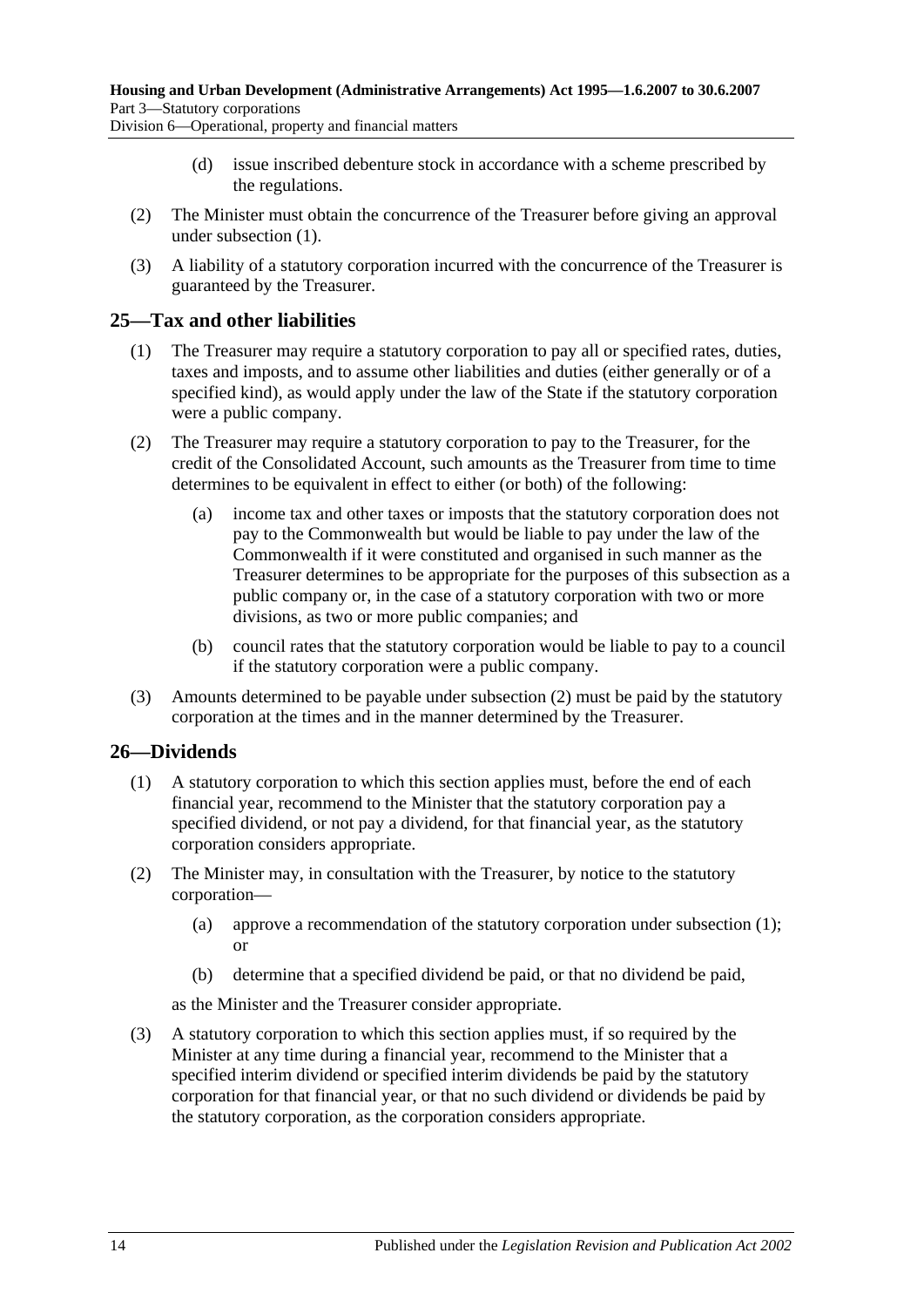(d) issue inscribed debenture stock in accordance with a scheme prescribed by the regulations.

(2) The Minister must obtain the concurrence of the Treasurer before giving an approval under subsection (1).

(3) A liability of a statutory corporation incurred with the concurrence of the Treasurer is guaranteed by the Treasurer.

## 25—Tax and other liabilities

(1) The Treasurer may require a statutory corporation to pay all or specified rates, duties, taxes and imposts, and to assume other liabilities and duties (either generally or of a specified kind), as would apply under the law of the State if the statutory corporation were a public company.

(2) The Treasurer may require a statutory corporation to pay to the Treasurer, for the credit of the Consolidated Account, such amounts as the Treasurer from time to time determines to be equivalent in effect to either (or both) of the following:

(a) income tax and other taxes or imposts that the statutory corporation does not pay to the Commonwealth but would be liable to pay under the law of the Commonwealth if it were constituted and organised in such manner as the Treasurer determines to be appropriate for the purposes of this subsection as a public company or, in the case of a statutory corporation with two or more divisions, as two or more public companies; and

(b) council rates that the statutory corporation would be liable to pay to a council if the statutory corporation were a public company.

(3) Amounts determined to be payable under subsection (2) must be paid by the statutory corporation at the times and in the manner determined by the Treasurer.

## 26—Dividends

(1) A statutory corporation to which this section applies must, before the end of each financial year, recommend to the Minister that the statutory corporation pay a specified dividend, or not pay a dividend, for that financial year, as the statutory corporation considers appropriate.

(2) The Minister may, in consultation with the Treasurer, by notice to the statutory corporation—

(a) approve a recommendation of the statutory corporation under subsection (1); or

(b) determine that a specified dividend be paid, or that no dividend be paid,

as the Minister and the Treasurer consider appropriate.

(3) A statutory corporation to which this section applies must, if so required by the Minister at any time during a financial year, recommend to the Minister that a specified interim dividend or specified interim dividends be paid by the statutory corporation for that financial year, or that no such dividend or dividends be paid by the statutory corporation, as the corporation considers appropriate.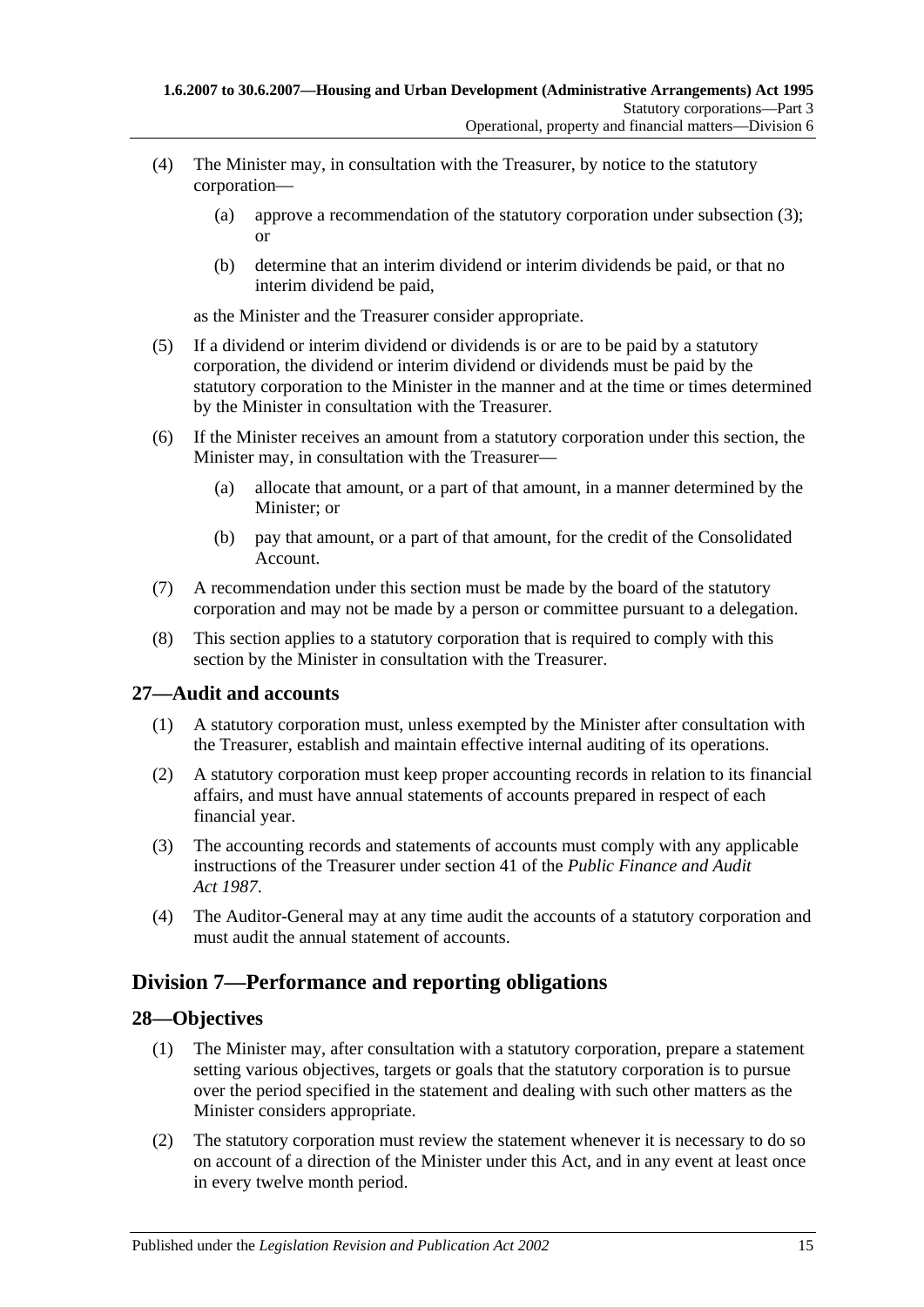(4) The Minister may, in consultation with the Treasurer, by notice to the statutory corporation—

(a) approve a recommendation of the statutory corporation under subsection (3); or

(b) determine that an interim dividend or interim dividends be paid, or that no interim dividend be paid,

as the Minister and the Treasurer consider appropriate.

(5) If a dividend or interim dividend or dividends is or are to be paid by a statutory corporation, the dividend or interim dividend or dividends must be paid by the statutory corporation to the Minister in the manner and at the time or times determined by the Minister in consultation with the Treasurer.

(6) If the Minister receives an amount from a statutory corporation under this section, the Minister may, in consultation with the Treasurer—

(a) allocate that amount, or a part of that amount, in a manner determined by the Minister; or

(b) pay that amount, or a part of that amount, for the credit of the Consolidated Account.

(7) A recommendation under this section must be made by the board of the statutory corporation and may not be made by a person or committee pursuant to a delegation.

(8) This section applies to a statutory corporation that is required to comply with this section by the Minister in consultation with the Treasurer.

## 27—Audit and accounts

(1) A statutory corporation must, unless exempted by the Minister after consultation with the Treasurer, establish and maintain effective internal auditing of its operations.

(2) A statutory corporation must keep proper accounting records in relation to its financial affairs, and must have annual statements of accounts prepared in respect of each financial year.

(3) The accounting records and statements of accounts must comply with any applicable instructions of the Treasurer under section 41 of the *Public Finance and Audit Act 1987*.

(4) The Auditor-General may at any time audit the accounts of a statutory corporation and must audit the annual statement of accounts.

# Division 7—Performance and reporting obligations

## 28—Objectives

(1) The Minister may, after consultation with a statutory corporation, prepare a statement setting various objectives, targets or goals that the statutory corporation is to pursue over the period specified in the statement and dealing with such other matters as the Minister considers appropriate.

(2) The statutory corporation must review the statement whenever it is necessary to do so on account of a direction of the Minister under this Act, and in any event at least once in every twelve month period.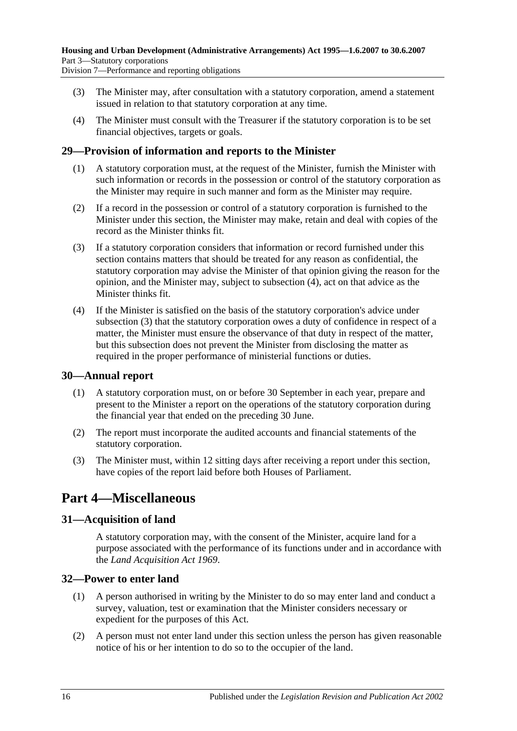(3) The Minister may, after consultation with a statutory corporation, amend a statement issued in relation to that statutory corporation at any time.

(4) The Minister must consult with the Treasurer if the statutory corporation is to be set financial objectives, targets or goals.

### 29—Provision of information and reports to the Minister

(1) A statutory corporation must, at the request of the Minister, furnish the Minister with such information or records in the possession or control of the statutory corporation as the Minister may require in such manner and form as the Minister may require.

(2) If a record in the possession or control of a statutory corporation is furnished to the Minister under this section, the Minister may make, retain and deal with copies of the record as the Minister thinks fit.

(3) If a statutory corporation considers that information or record furnished under this section contains matters that should be treated for any reason as confidential, the statutory corporation may advise the Minister of that opinion giving the reason for the opinion, and the Minister may, subject to subsection (4), act on that advice as the Minister thinks fit.

(4) If the Minister is satisfied on the basis of the statutory corporation's advice under subsection (3) that the statutory corporation owes a duty of confidence in respect of a matter, the Minister must ensure the observance of that duty in respect of the matter, but this subsection does not prevent the Minister from disclosing the matter as required in the proper performance of ministerial functions or duties.

### 30—Annual report

(1) A statutory corporation must, on or before 30 September in each year, prepare and present to the Minister a report on the operations of the statutory corporation during the financial year that ended on the preceding 30 June.

(2) The report must incorporate the audited accounts and financial statements of the statutory corporation.

(3) The Minister must, within 12 sitting days after receiving a report under this section, have copies of the report laid before both Houses of Parliament.

## Part 4—Miscellaneous

### 31—Acquisition of land

A statutory corporation may, with the consent of the Minister, acquire land for a purpose associated with the performance of its functions under and in accordance with the *Land Acquisition Act 1969*.

### 32—Power to enter land

(1) A person authorised in writing by the Minister to do so may enter land and conduct a survey, valuation, test or examination that the Minister considers necessary or expedient for the purposes of this Act.

(2) A person must not enter land under this section unless the person has given reasonable notice of his or her intention to do so to the occupier of the land.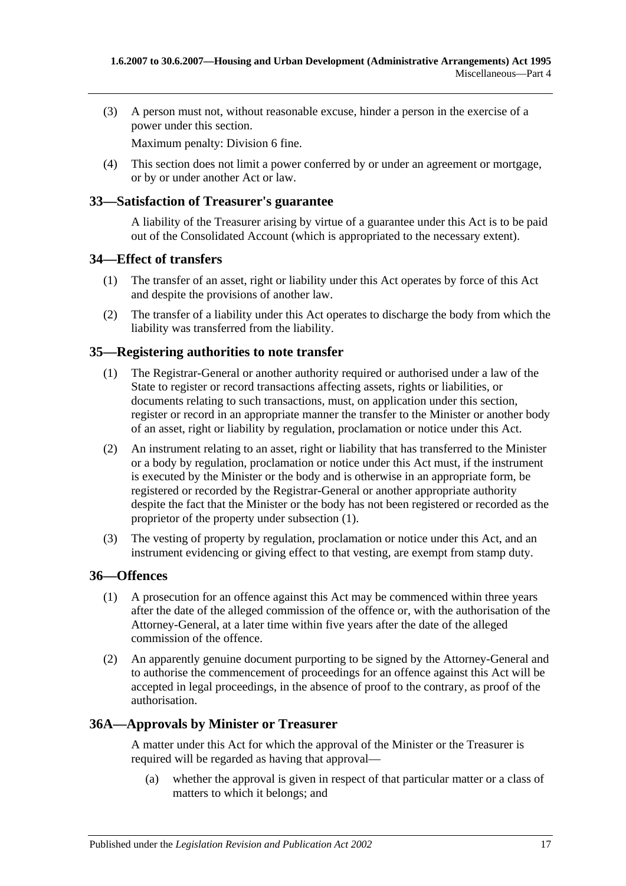(3) A person must not, without reasonable excuse, hinder a person in the exercise of a power under this section.

Maximum penalty: Division 6 fine.

(4) This section does not limit a power conferred by or under an agreement or mortgage, or by or under another Act or law.

## 33—Satisfaction of Treasurer's guarantee

A liability of the Treasurer arising by virtue of a guarantee under this Act is to be paid out of the Consolidated Account (which is appropriated to the necessary extent).

## 34—Effect of transfers

(1) The transfer of an asset, right or liability under this Act operates by force of this Act and despite the provisions of another law.

(2) The transfer of a liability under this Act operates to discharge the body from which the liability was transferred from the liability.

## 35—Registering authorities to note transfer

(1) The Registrar-General or another authority required or authorised under a law of the State to register or record transactions affecting assets, rights or liabilities, or documents relating to such transactions, must, on application under this section, register or record in an appropriate manner the transfer to the Minister or another body of an asset, right or liability by regulation, proclamation or notice under this Act.

(2) An instrument relating to an asset, right or liability that has transferred to the Minister or a body by regulation, proclamation or notice under this Act must, if the instrument is executed by the Minister or the body and is otherwise in an appropriate form, be registered or recorded by the Registrar-General or another appropriate authority despite the fact that the Minister or the body has not been registered or recorded as the proprietor of the property under subsection (1).

(3) The vesting of property by regulation, proclamation or notice under this Act, and an instrument evidencing or giving effect to that vesting, are exempt from stamp duty.

## 36—Offences

(1) A prosecution for an offence against this Act may be commenced within three years after the date of the alleged commission of the offence or, with the authorisation of the Attorney-General, at a later time within five years after the date of the alleged commission of the offence.

(2) An apparently genuine document purporting to be signed by the Attorney-General and to authorise the commencement of proceedings for an offence against this Act will be accepted in legal proceedings, in the absence of proof to the contrary, as proof of the authorisation.

## 36A—Approvals by Minister or Treasurer

A matter under this Act for which the approval of the Minister or the Treasurer is required will be regarded as having that approval—

(a) whether the approval is given in respect of that particular matter or a class of matters to which it belongs; and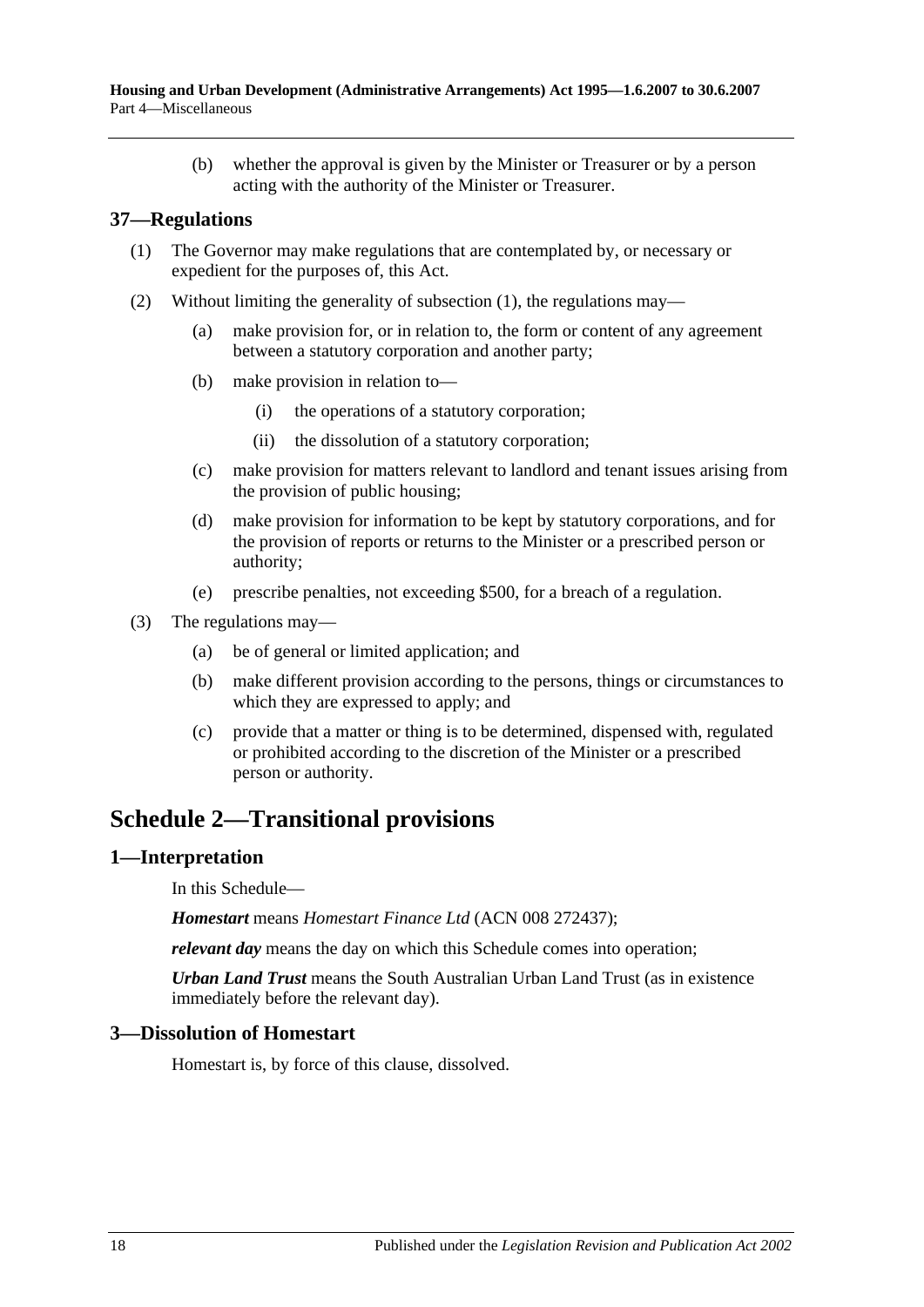(b) whether the approval is given by the Minister or Treasurer or by a person acting with the authority of the Minister or Treasurer.

## 37—Regulations

(1) The Governor may make regulations that are contemplated by, or necessary or expedient for the purposes of, this Act.

(2) Without limiting the generality of subsection (1), the regulations may—

(a) make provision for, or in relation to, the form or content of any agreement between a statutory corporation and another party;

(b) make provision in relation to—

(i) the operations of a statutory corporation;

(ii) the dissolution of a statutory corporation;

(c) make provision for matters relevant to landlord and tenant issues arising from the provision of public housing;

(d) make provision for information to be kept by statutory corporations, and for the provision of reports or returns to the Minister or a prescribed person or authority;

(e) prescribe penalties, not exceeding $500, for a breach of a regulation.

(3) The regulations may—

(a) be of general or limited application; and

(b) make different provision according to the persons, things or circumstances to which they are expressed to apply; and

(c) provide that a matter or thing is to be determined, dispensed with, regulated or prohibited according to the discretion of the Minister or a prescribed person or authority.

# Schedule 2—Transitional provisions

## 1—Interpretation

In this Schedule—

***Homestart*** means *Homestart Finance Ltd* (ACN 008 272437);

***relevant day*** means the day on which this Schedule comes into operation;

***Urban Land Trust*** means the South Australian Urban Land Trust (as in existence immediately before the relevant day).

## 3—Dissolution of Homestart

Homestart is, by force of this clause, dissolved.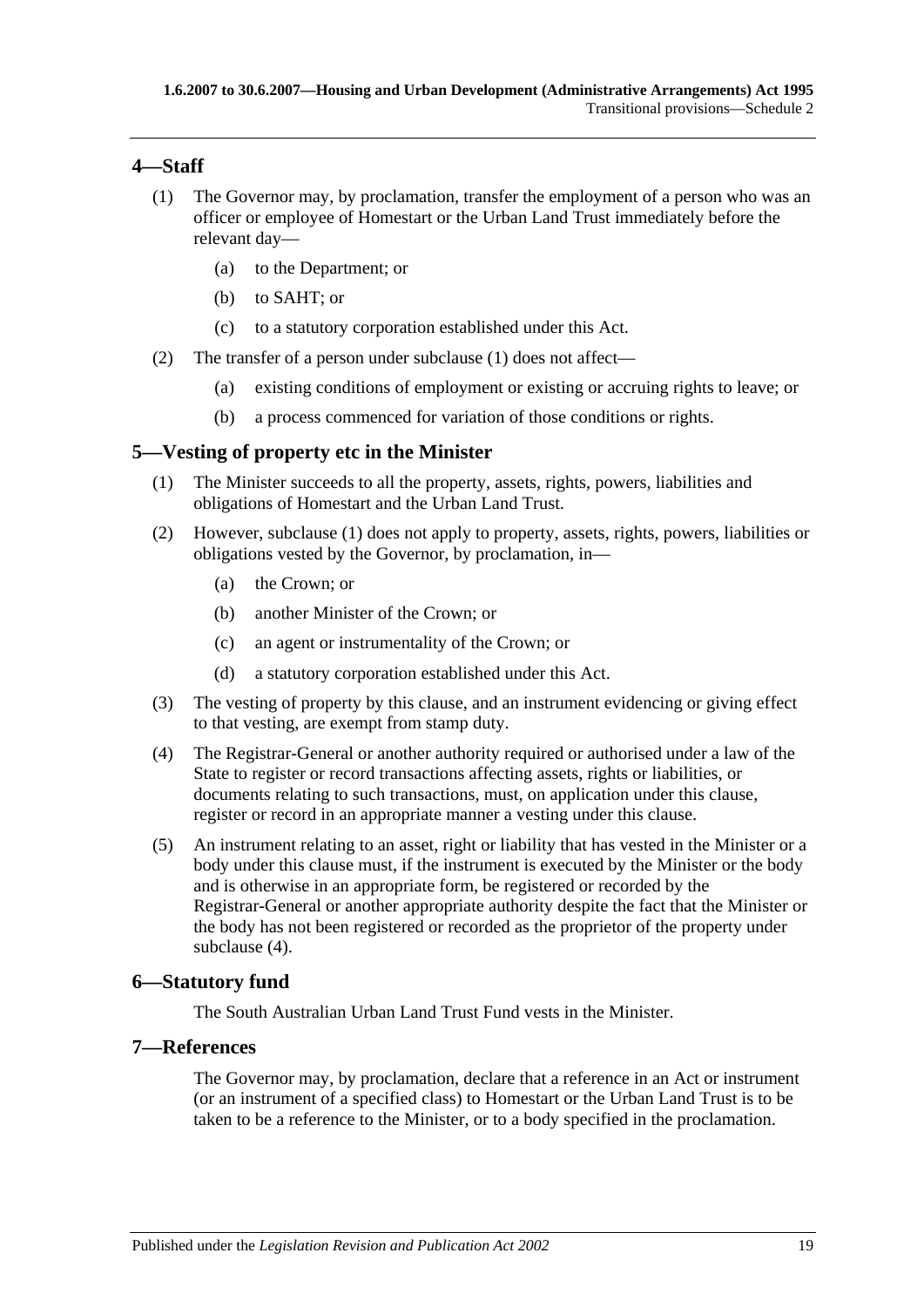## 4—Staff

(1) The Governor may, by proclamation, transfer the employment of a person who was an officer or employee of Homestart or the Urban Land Trust immediately before the relevant day—

(a) to the Department; or

(b) to SAHT; or

(c) to a statutory corporation established under this Act.

(2) The transfer of a person under subclause (1) does not affect—

(a) existing conditions of employment or existing or accruing rights to leave; or

(b) a process commenced for variation of those conditions or rights.

## 5—Vesting of property etc in the Minister

(1) The Minister succeeds to all the property, assets, rights, powers, liabilities and obligations of Homestart and the Urban Land Trust.

(2) However, subclause (1) does not apply to property, assets, rights, powers, liabilities or obligations vested by the Governor, by proclamation, in—

(a) the Crown; or

(b) another Minister of the Crown; or

(c) an agent or instrumentality of the Crown; or

(d) a statutory corporation established under this Act.

(3) The vesting of property by this clause, and an instrument evidencing or giving effect to that vesting, are exempt from stamp duty.

(4) The Registrar-General or another authority required or authorised under a law of the State to register or record transactions affecting assets, rights or liabilities, or documents relating to such transactions, must, on application under this clause, register or record in an appropriate manner a vesting under this clause.

(5) An instrument relating to an asset, right or liability that has vested in the Minister or a body under this clause must, if the instrument is executed by the Minister or the body and is otherwise in an appropriate form, be registered or recorded by the Registrar-General or another appropriate authority despite the fact that the Minister or the body has not been registered or recorded as the proprietor of the property under subclause (4).

## 6—Statutory fund

The South Australian Urban Land Trust Fund vests in the Minister.

## 7—References

The Governor may, by proclamation, declare that a reference in an Act or instrument (or an instrument of a specified class) to Homestart or the Urban Land Trust is to be taken to be a reference to the Minister, or to a body specified in the proclamation.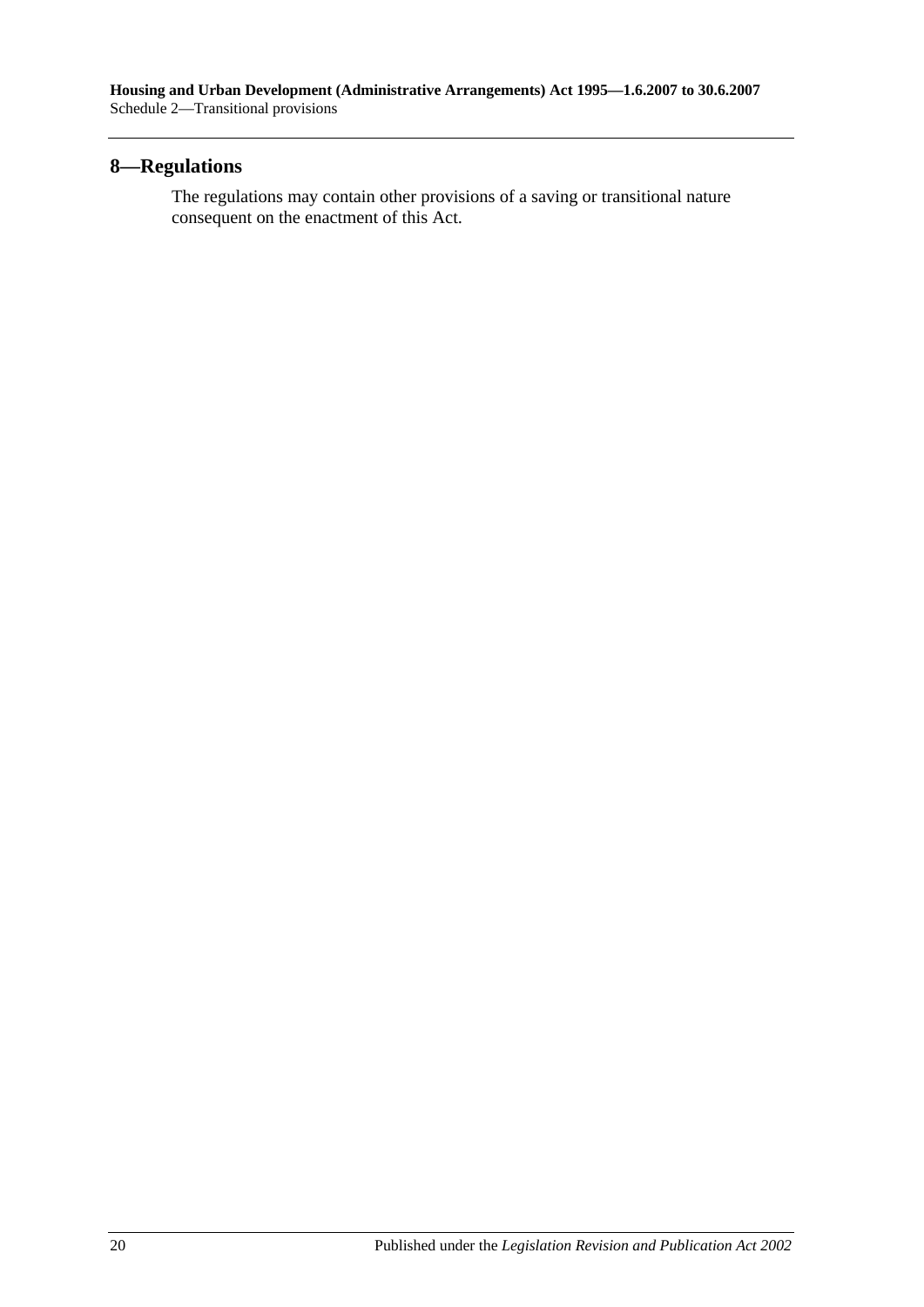## 8—Regulations

The regulations may contain other provisions of a saving or transitional nature consequent on the enactment of this Act.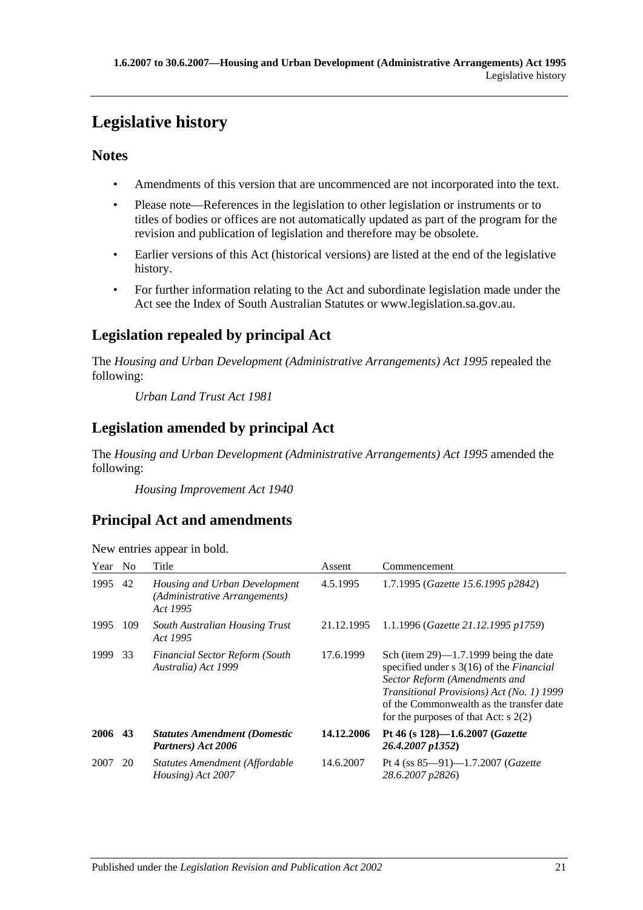# Legislative history

## Notes

- Amendments of this version that are uncommenced are not incorporated into the text.
- Please note—References in the legislation to other legislation or instruments or to titles of bodies or offices are not automatically updated as part of the program for the revision and publication of legislation and therefore may be obsolete.
- Earlier versions of this Act (historical versions) are listed at the end of the legislative history.
- For further information relating to the Act and subordinate legislation made under the Act see the Index of South Australian Statutes or www.legislation.sa.gov.au.

## Legislation repealed by principal Act

The *Housing and Urban Development (Administrative Arrangements) Act 1995* repealed the following:

*Urban Land Trust Act 1981*

## Legislation amended by principal Act

The *Housing and Urban Development (Administrative Arrangements) Act 1995* amended the following:

*Housing Improvement Act 1940*

## Principal Act and amendments

New entries appear in bold.

| Year | No | Title | Assent | Commencement |
|---|---|---|---|---|
| 1995 | 42 | *Housing and Urban Development (Administrative Arrangements) Act 1995* | 4.5.1995 | 1.7.1995 (*Gazette 15.6.1995 p2842*) |
| 1995 | 109 | *South Australian Housing Trust Act 1995* | 21.12.1995 | 1.1.1996 (*Gazette 21.12.1995 p1759*) |
| 1999 | 33 | *Financial Sector Reform (South Australia) Act 1999* | 17.6.1999 | Sch (item 29)—1.7.1999 being the date specified under s 3(16) of the *Financial Sector Reform (Amendments and Transitional Provisions) Act (No. 1) 1999* of the Commonwealth as the transfer date for the purposes of that Act: s 2(2) |
| **2006** | **43** | ***Statutes Amendment (Domestic Partners) Act 2006*** | **14.12.2006** | **Pt 46 (s 128)—1.6.2007 (*Gazette 26.4.2007 p1352*)** |
| 2007 | 20 | *Statutes Amendment (Affordable Housing) Act 2007* | 14.6.2007 | Pt 4 (ss 85—91)—1.7.2007 (*Gazette 28.6.2007 p2826*) |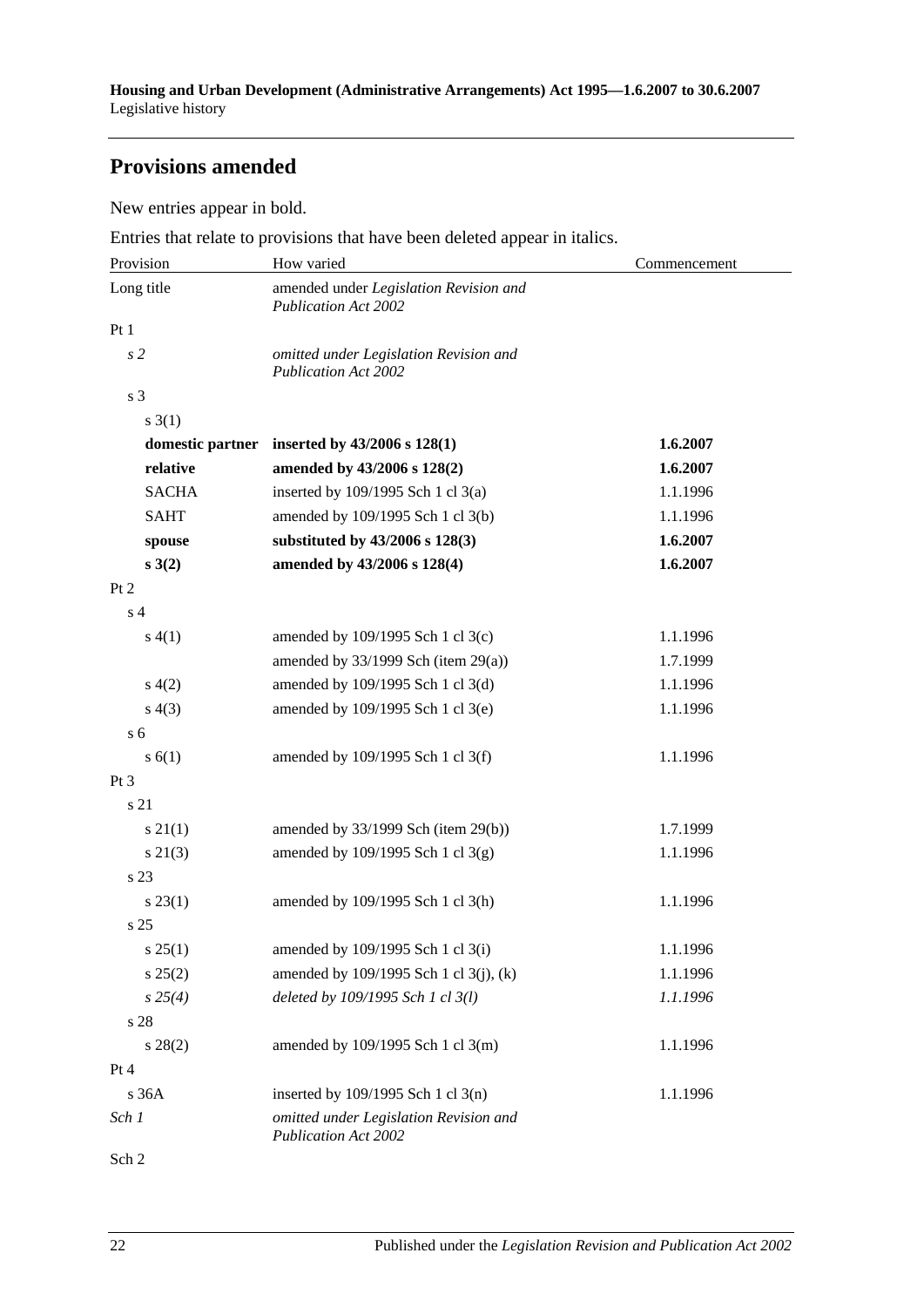## Provisions amended

New entries appear in bold.

Entries that relate to provisions that have been deleted appear in italics.

| Provision | How varied | Commencement |
|---|---|---|
| Long title | amended under *Legislation Revision and Publication Act 2002* | |
| Pt 1 | | |
| *s 2* | *omitted under Legislation Revision and Publication Act 2002* | |
| s 3 | | |
| s 3(1) | | |
| **domestic partner** | **inserted by 43/2006 s 128(1)** | **1.6.2007** |
| **relative** | **amended by 43/2006 s 128(2)** | **1.6.2007** |
| SACHA | inserted by 109/1995 Sch 1 cl 3(a) | 1.1.1996 |
| SAHT | amended by 109/1995 Sch 1 cl 3(b) | 1.1.1996 |
| **spouse** | **substituted by 43/2006 s 128(3)** | **1.6.2007** |
| **s 3(2)** | **amended by 43/2006 s 128(4)** | **1.6.2007** |
| Pt 2 | | |
| s 4 | | |
| s 4(1) | amended by 109/1995 Sch 1 cl 3(c) | 1.1.1996 |
| | amended by 33/1999 Sch (item 29(a)) | 1.7.1999 |
| s 4(2) | amended by 109/1995 Sch 1 cl 3(d) | 1.1.1996 |
| s 4(3) | amended by 109/1995 Sch 1 cl 3(e) | 1.1.1996 |
| s 6 | | |
| s 6(1) | amended by 109/1995 Sch 1 cl 3(f) | 1.1.1996 |
| Pt 3 | | |
| s 21 | | |
| s 21(1) | amended by 33/1999 Sch (item 29(b)) | 1.7.1999 |
| s 21(3) | amended by 109/1995 Sch 1 cl 3(g) | 1.1.1996 |
| s 23 | | |
| s 23(1) | amended by 109/1995 Sch 1 cl 3(h) | 1.1.1996 |
| s 25 | | |
| s 25(1) | amended by 109/1995 Sch 1 cl 3(i) | 1.1.1996 |
| s 25(2) | amended by 109/1995 Sch 1 cl 3(j), (k) | 1.1.1996 |
| *s 25(4)* | *deleted by 109/1995 Sch 1 cl 3(l)* | *1.1.1996* |
| s 28 | | |
| s 28(2) | amended by 109/1995 Sch 1 cl 3(m) | 1.1.1996 |
| Pt 4 | | |
| s 36A | inserted by 109/1995 Sch 1 cl 3(n) | 1.1.1996 |
| *Sch 1* | *omitted under Legislation Revision and Publication Act 2002* | |
| Sch 2 | | |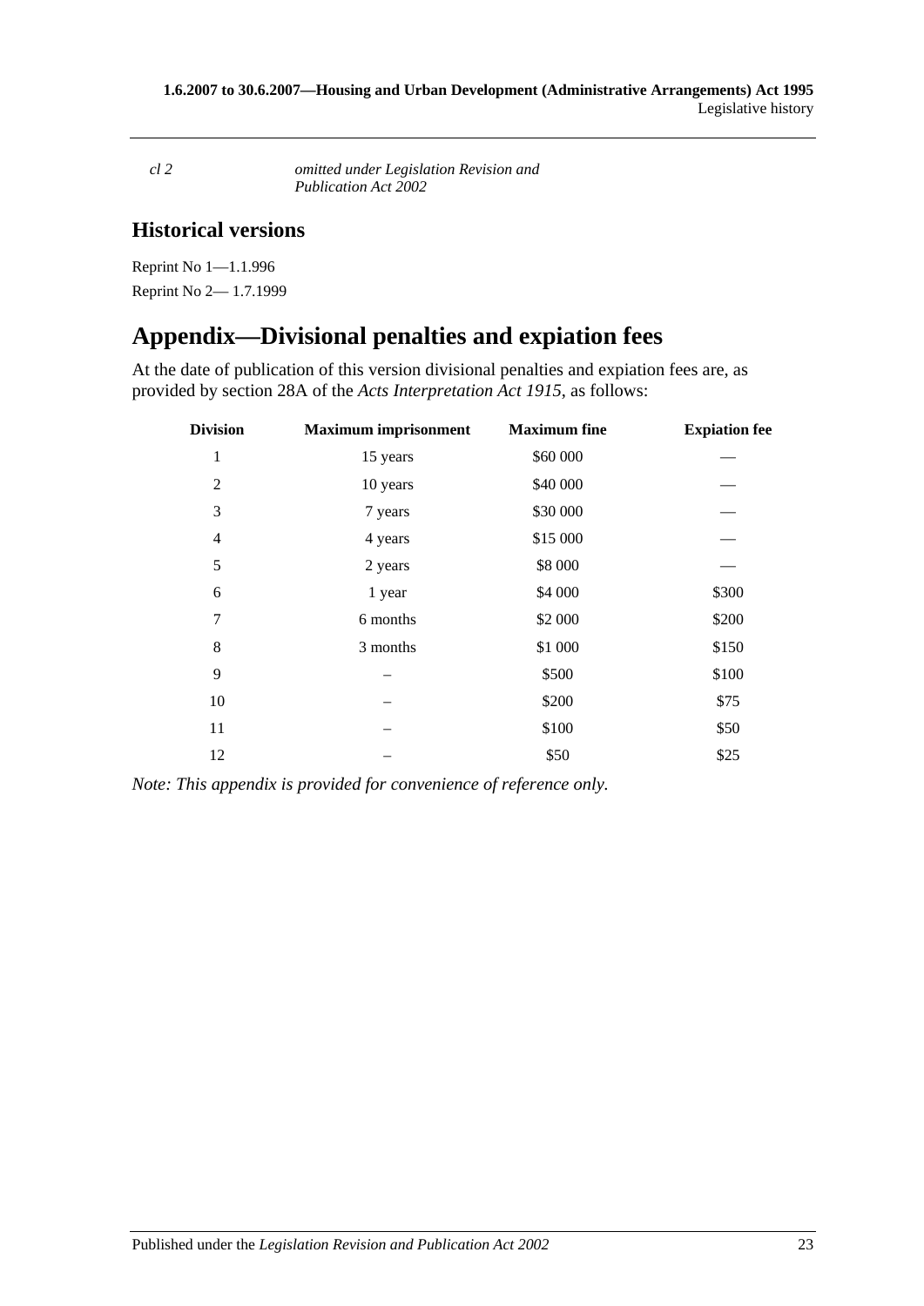*cl 2* *omitted under Legislation Revision and Publication Act 2002*

## Historical versions

Reprint No 1—1.1.996

Reprint No 2— 1.7.1999

# Appendix—Divisional penalties and expiation fees

At the date of publication of this version divisional penalties and expiation fees are, as provided by section 28A of the *Acts Interpretation Act 1915*, as follows:

| Division | Maximum imprisonment | Maximum fine | Expiation fee |
|---|---|---|---|
| 1 | 15 years | \$60 000 | — |
| 2 | 10 years | \$40 000 | — |
| 3 | 7 years | \$30 000 | — |
| 4 | 4 years | \$15 000 | — |
| 5 | 2 years | \$8 000 | — |
| 6 | 1 year | \$4 000 | \$300 |
| 7 | 6 months | \$2 000 | \$200 |
| 8 | 3 months | \$1 000 | \$150 |
| 9 | – | \$500 | \$100 |
| 10 | – | \$200 | \$75 |
| 11 | – | \$100 | \$50 |
| 12 | – | \$50 | \$25 |

*Note: This appendix is provided for convenience of reference only.*